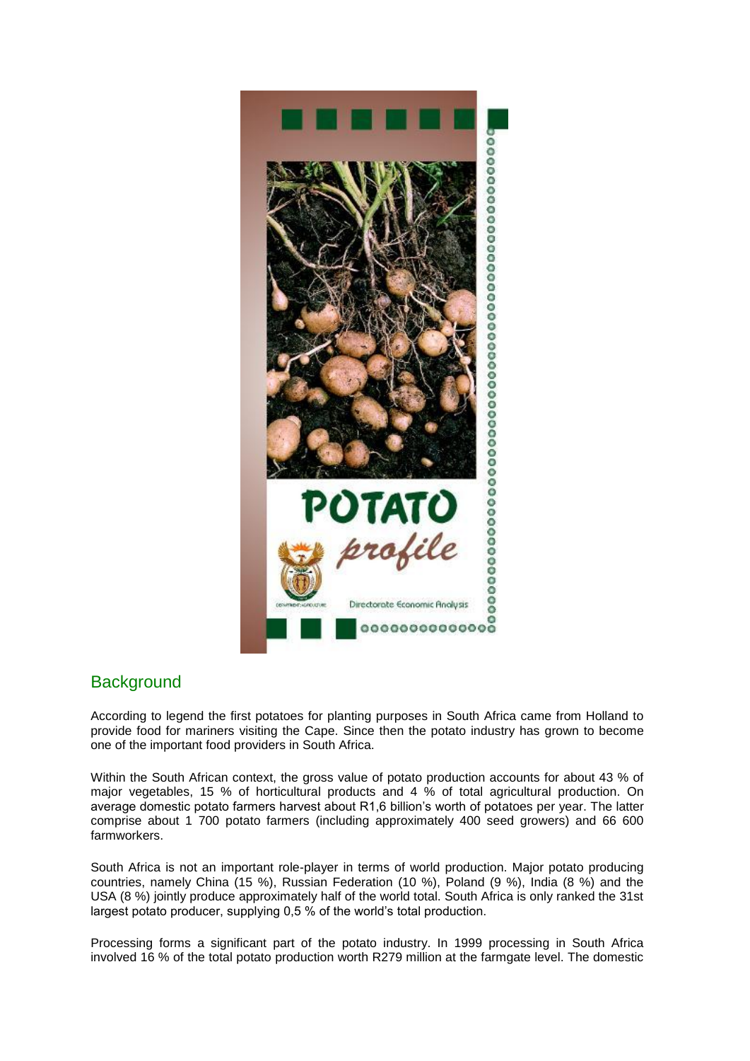# POTATO *profile*

Directorate Economic Analysis

## Background

According to legend the first potatoes for planting purposes in South Africa came from Holland to provide food for mariners visiting the Cape. Since then the potato industry has grown to become one of the important food providers in South Africa.

Within the South African context, the gross value of potato production accounts for about 43 % of major vegetables, 15 % of horticultural products and 4 % of total agricultural production. On average domestic potato farmers harvest about R1,6 billion's worth of potatoes per year. The latter comprise about 1 700 potato farmers (including approximately 400 seed growers) and 66 600 farmworkers.

South Africa is not an important role-player in terms of world production. Major potato producing countries, namely China (15 %), Russian Federation (10 %), Poland (9 %), India (8 %) and the USA (8 %) jointly produce approximately half of the world total. South Africa is only ranked the 31st largest potato producer, supplying 0,5 % of the world's total production.

Processing forms a significant part of the potato industry. In 1999 processing in South Africa involved 16 % of the total potato production worth R279 million at the farmgate level. The domestic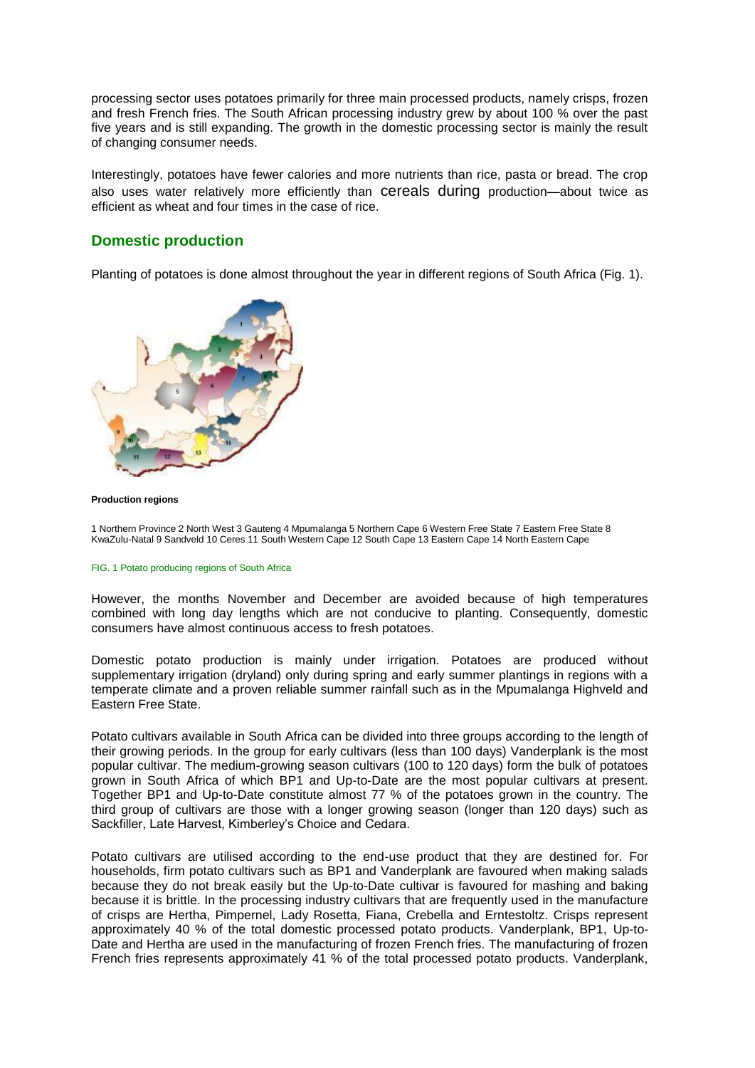processing sector uses potatoes primarily for three main processed products, namely crisps, frozen and fresh French fries. The South African processing industry grew by about 100 % over the past five years and is still expanding. The growth in the domestic processing sector is mainly the result of changing consumer needs.

Interestingly, potatoes have fewer calories and more nutrients than rice, pasta or bread. The crop also uses water relatively more efficiently than cereals during production—about twice as efficient as wheat and four times in the case of rice.

## Domestic production

Planting of potatoes is done almost throughout the year in different regions of South Africa (Fig. 1).

**Production regions**

1 Northern Province 2 North West 3 Gauteng 4 Mpumalanga 5 Northern Cape 6 Western Free State 7 Eastern Free State 8 KwaZulu-Natal 9 Sandveld 10 Ceres 11 South Western Cape 12 South Cape 13 Eastern Cape 14 North Eastern Cape

FIG. 1 Potato producing regions of South Africa

However, the months November and December are avoided because of high temperatures combined with long day lengths which are not conducive to planting. Consequently, domestic consumers have almost continuous access to fresh potatoes.

Domestic potato production is mainly under irrigation. Potatoes are produced without supplementary irrigation (dryland) only during spring and early summer plantings in regions with a temperate climate and a proven reliable summer rainfall such as in the Mpumalanga Highveld and Eastern Free State.

Potato cultivars available in South Africa can be divided into three groups according to the length of their growing periods. In the group for early cultivars (less than 100 days) Vanderplank is the most popular cultivar. The medium-growing season cultivars (100 to 120 days) form the bulk of potatoes grown in South Africa of which BP1 and Up-to-Date are the most popular cultivars at present. Together BP1 and Up-to-Date constitute almost 77 % of the potatoes grown in the country. The third group of cultivars are those with a longer growing season (longer than 120 days) such as Sackfiller, Late Harvest, Kimberley's Choice and Cedara.

Potato cultivars are utilised according to the end-use product that they are destined for. For households, firm potato cultivars such as BP1 and Vanderplank are favoured when making salads because they do not break easily but the Up-to-Date cultivar is favoured for mashing and baking because it is brittle. In the processing industry cultivars that are frequently used in the manufacture of crisps are Hertha, Pimpernel, Lady Rosetta, Fiana, Crebella and Erntestoltz. Crisps represent approximately 40 % of the total domestic processed potato products. Vanderplank, BP1, Up-to-Date and Hertha are used in the manufacturing of frozen French fries. The manufacturing of frozen French fries represents approximately 41 % of the total processed potato products. Vanderplank,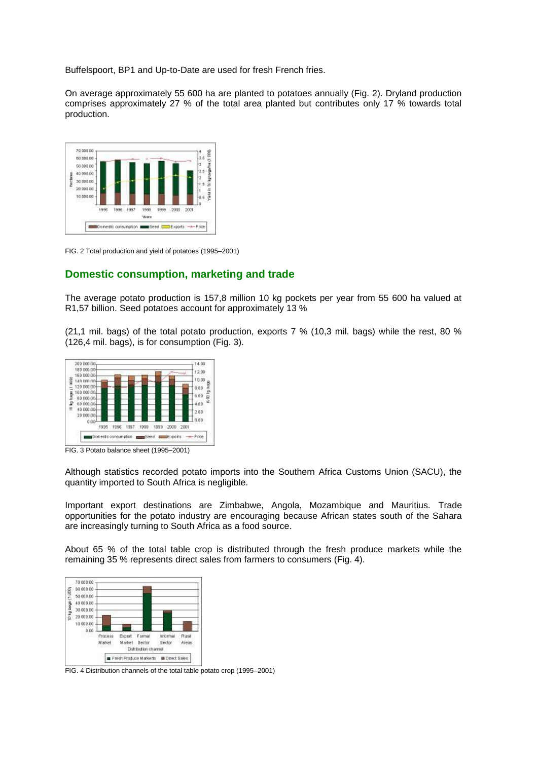Buffelspoort, BP1 and Up-to-Date are used for fresh French fries.

On average approximately 55 600 ha are planted to potatoes annually (Fig. 2). Dryland production comprises approximately 27 % of the total area planted but contributes only 17 % towards total production.

FIG. 2 Total production and yield of potatoes (1995–2001)

## Domestic consumption, marketing and trade

The average potato production is 157,8 million 10 kg pockets per year from 55 600 ha valued at R1,57 billion. Seed potatoes account for approximately 13 %

(21,1 mil. bags) of the total potato production, exports 7 % (10,3 mil. bags) while the rest, 80 % (126,4 mil. bags), is for consumption (Fig. 3).

FIG. 3 Potato balance sheet (1995–2001)

Although statistics recorded potato imports into the Southern Africa Customs Union (SACU), the quantity imported to South Africa is negligible.

Important export destinations are Zimbabwe, Angola, Mozambique and Mauritius. Trade opportunities for the potato industry are encouraging because African states south of the Sahara are increasingly turning to South Africa as a food source.

About 65 % of the total table crop is distributed through the fresh produce markets while the remaining 35 % represents direct sales from farmers to consumers (Fig. 4).

FIG. 4 Distribution channels of the total table potato crop (1995–2001)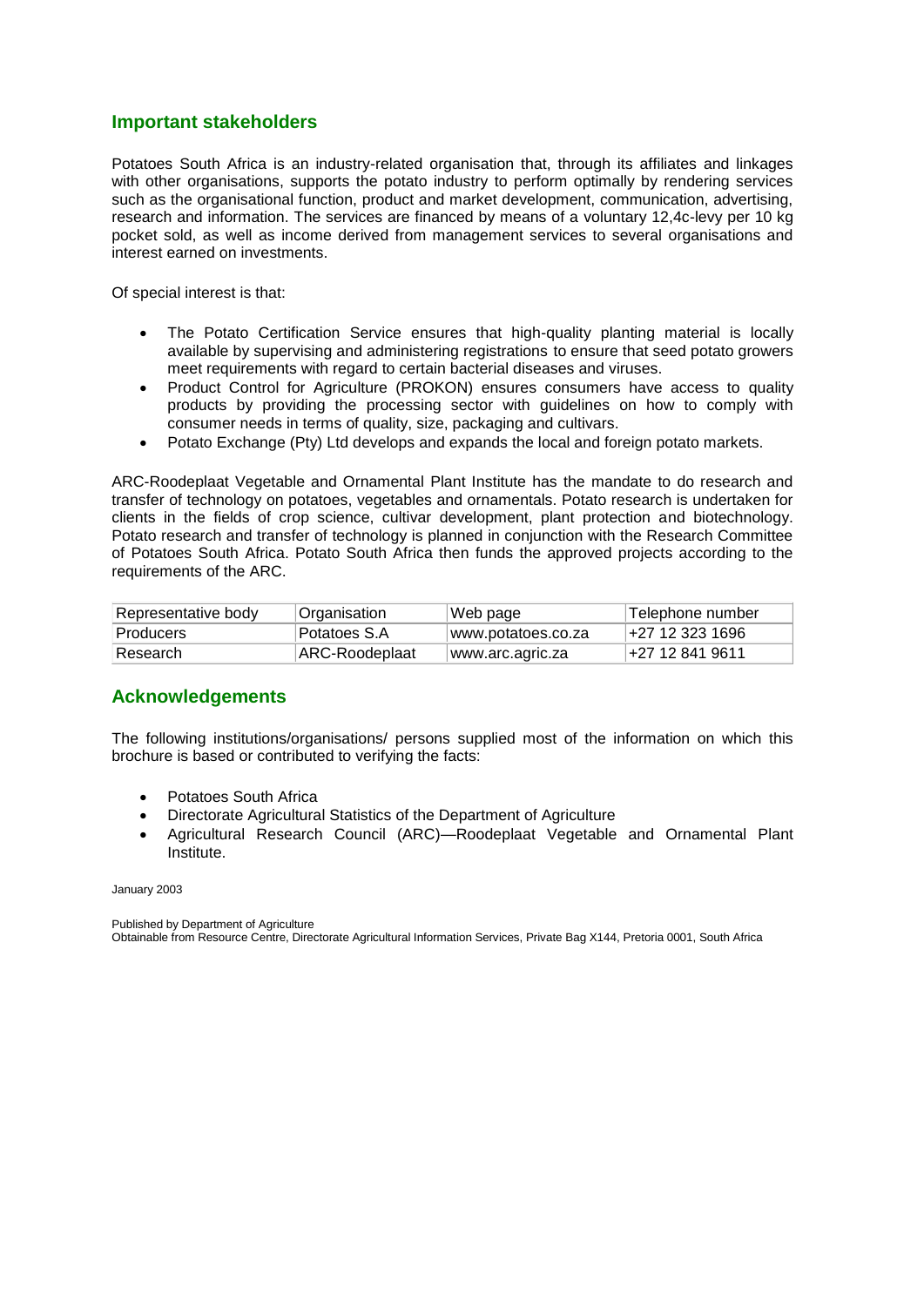## Important stakeholders

Potatoes South Africa is an industry-related organisation that, through its affiliates and linkages with other organisations, supports the potato industry to perform optimally by rendering services such as the organisational function, product and market development, communication, advertising, research and information. The services are financed by means of a voluntary 12,4c-levy per 10 kg pocket sold, as well as income derived from management services to several organisations and interest earned on investments.

Of special interest is that:

- The Potato Certification Service ensures that high-quality planting material is locally available by supervising and administering registrations to ensure that seed potato growers meet requirements with regard to certain bacterial diseases and viruses.
- Product Control for Agriculture (PROKON) ensures consumers have access to quality products by providing the processing sector with guidelines on how to comply with consumer needs in terms of quality, size, packaging and cultivars.
- Potato Exchange (Pty) Ltd develops and expands the local and foreign potato markets.

ARC-Roodeplaat Vegetable and Ornamental Plant Institute has the mandate to do research and transfer of technology on potatoes, vegetables and ornamentals. Potato research is undertaken for clients in the fields of crop science, cultivar development, plant protection and biotechnology. Potato research and transfer of technology is planned in conjunction with the Research Committee of Potatoes South Africa. Potato South Africa then funds the approved projects according to the requirements of the ARC.

| Representative body | Organisation | Web page | Telephone number |
|---|---|---|---|
| Producers | Potatoes S.A | www.potatoes.co.za | +27 12 323 1696 |
| Research | ARC-Roodeplaat | www.arc.agric.za | +27 12 841 9611 |

## Acknowledgements

The following institutions/organisations/ persons supplied most of the information on which this brochure is based or contributed to verifying the facts:

- Potatoes South Africa
- Directorate Agricultural Statistics of the Department of Agriculture
- Agricultural Research Council (ARC)—Roodeplaat Vegetable and Ornamental Plant Institute.

January 2003

Published by Department of Agriculture
Obtainable from Resource Centre, Directorate Agricultural Information Services, Private Bag X144, Pretoria 0001, South Africa